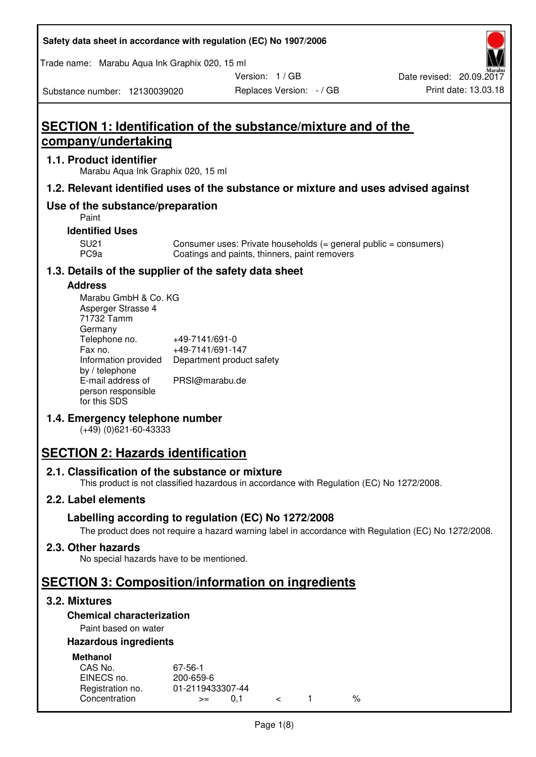Safety data sheet in accordance with regulation (EC) No 1907/2006

Trade name: Marabu Aqua Ink Graphix 020, 15 ml

| | | |
|---|---|---|
| | Version: 1 / GB | Date revised: 20.09.2017 |
| Substance number: 12130039020 | Replaces Version: - / GB | Print date: 13.03.18 |

# SECTION 1: Identification of the substance/mixture and of the company/undertaking

## 1.1. Product identifier

Marabu Aqua Ink Graphix 020, 15 ml

## 1.2. Relevant identified uses of the substance or mixture and uses advised against

## Use of the substance/preparation

Paint

### Identified Uses

| | |
|---|---|
| SU21 | Consumer uses: Private households (= general public = consumers) |
| PC9a | Coatings and paints, thinners, paint removers |

## 1.3. Details of the supplier of the safety data sheet

### Address

Marabu GmbH & Co. KG
Asperger Strasse 4
71732 Tamm
Germany

| | |
|---|---|
| Telephone no. | +49-7141/691-0 |
| Fax no. | +49-7141/691-147 |
| Information provided by / telephone | Department product safety |
| E-mail address of person responsible for this SDS | PRSI@marabu.de |

## 1.4. Emergency telephone number

(+49) (0)621-60-43333

# SECTION 2: Hazards identification

## 2.1. Classification of the substance or mixture

This product is not classified hazardous in accordance with Regulation (EC) No 1272/2008.

## 2.2. Label elements

## Labelling according to regulation (EC) No 1272/2008

The product does not require a hazard warning label in accordance with Regulation (EC) No 1272/2008.

## 2.3. Other hazards

No special hazards have to be mentioned.

# SECTION 3: Composition/information on ingredients

## 3.2. Mixtures

### Chemical characterization

Paint based on water

### Hazardous ingredients

**Methanol**

| | |
|---|---|
| CAS No. | 67-56-1 |
| EINECS no. | 200-659-6 |
| Registration no. | 01-2119433307-44 |
| Concentration | >= 0,1 < 1 % |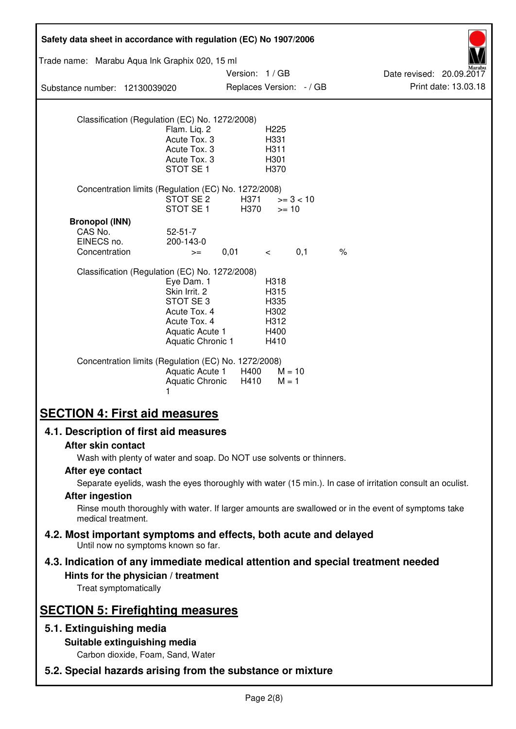Classification (Regulation (EC) No. 1272/2008)

| | |
|---|---|
| Flam. Liq. 2 | H225 |
| Acute Tox. 3 | H331 |
| Acute Tox. 3 | H311 |
| Acute Tox. 3 | H301 |
| STOT SE 1 | H370 |

Concentration limits (Regulation (EC) No. 1272/2008)

| | | |
|---|---|---|
| STOT SE 2 | H371 | >= 3 < 10 |
| STOT SE 1 | H370 | >= 10 |

**Bronopol (INN)**

| | | | | | |
|---|---|---|---|---|---|
| CAS No. | 52-51-7 | | | | |
| EINECS no. | 200-143-0 | | | | |
| Concentration | >= | 0,01 | < | 0,1 | % |

Classification (Regulation (EC) No. 1272/2008)

| | |
|---|---|
| Eye Dam. 1 | H318 |
| Skin Irrit. 2 | H315 |
| STOT SE 3 | H335 |
| Acute Tox. 4 | H302 |
| Acute Tox. 4 | H312 |
| Aquatic Acute 1 | H400 |
| Aquatic Chronic 1 | H410 |

Concentration limits (Regulation (EC) No. 1272/2008)

| | | |
|---|---|---|
| Aquatic Acute 1 | H400 | M = 10 |
| Aquatic Chronic 1 | H410 | M = 1 |

# SECTION 4: First aid measures

## 4.1. Description of first aid measures

### After skin contact

Wash with plenty of water and soap. Do NOT use solvents or thinners.

### After eye contact

Separate eyelids, wash the eyes thoroughly with water (15 min.). In case of irritation consult an oculist.

### After ingestion

Rinse mouth thoroughly with water. If larger amounts are swallowed or in the event of symptoms take medical treatment.

## 4.2. Most important symptoms and effects, both acute and delayed

Until now no symptoms known so far.

## 4.3. Indication of any immediate medical attention and special treatment needed

### Hints for the physician / treatment

Treat symptomatically

# SECTION 5: Firefighting measures

## 5.1. Extinguishing media

### Suitable extinguishing media

Carbon dioxide, Foam, Sand, Water

## 5.2. Special hazards arising from the substance or mixture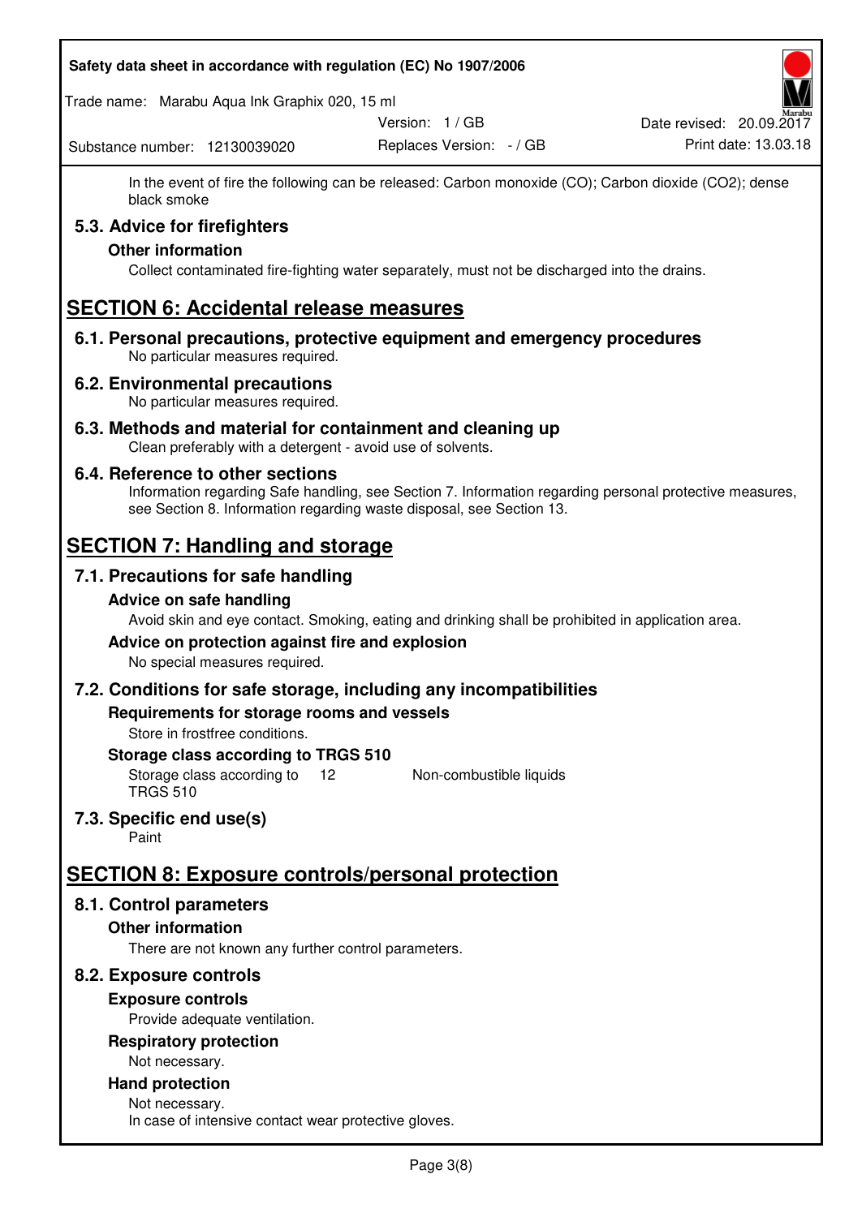In the event of fire the following can be released: Carbon monoxide (CO); Carbon dioxide (CO2); dense black smoke

## 5.3. Advice for firefighters

### Other information

Collect contaminated fire-fighting water separately, must not be discharged into the drains.

# SECTION 6: Accidental release measures

## 6.1. Personal precautions, protective equipment and emergency procedures

No particular measures required.

## 6.2. Environmental precautions

No particular measures required.

## 6.3. Methods and material for containment and cleaning up

Clean preferably with a detergent - avoid use of solvents.

## 6.4. Reference to other sections

Information regarding Safe handling, see Section 7. Information regarding personal protective measures, see Section 8. Information regarding waste disposal, see Section 13.

# SECTION 7: Handling and storage

## 7.1. Precautions for safe handling

### Advice on safe handling

Avoid skin and eye contact. Smoking, eating and drinking shall be prohibited in application area.

### Advice on protection against fire and explosion

No special measures required.

## 7.2. Conditions for safe storage, including any incompatibilities

### Requirements for storage rooms and vessels

Store in frostfree conditions.

### Storage class according to TRGS 510

| | | |
|---|---|---|
| Storage class according to TRGS 510 | 12 | Non-combustible liquids |

## 7.3. Specific end use(s)

Paint

# SECTION 8: Exposure controls/personal protection

## 8.1. Control parameters

### Other information

There are not known any further control parameters.

## 8.2. Exposure controls

### Exposure controls

Provide adequate ventilation.

### Respiratory protection

Not necessary.

### Hand protection

Not necessary.
In case of intensive contact wear protective gloves.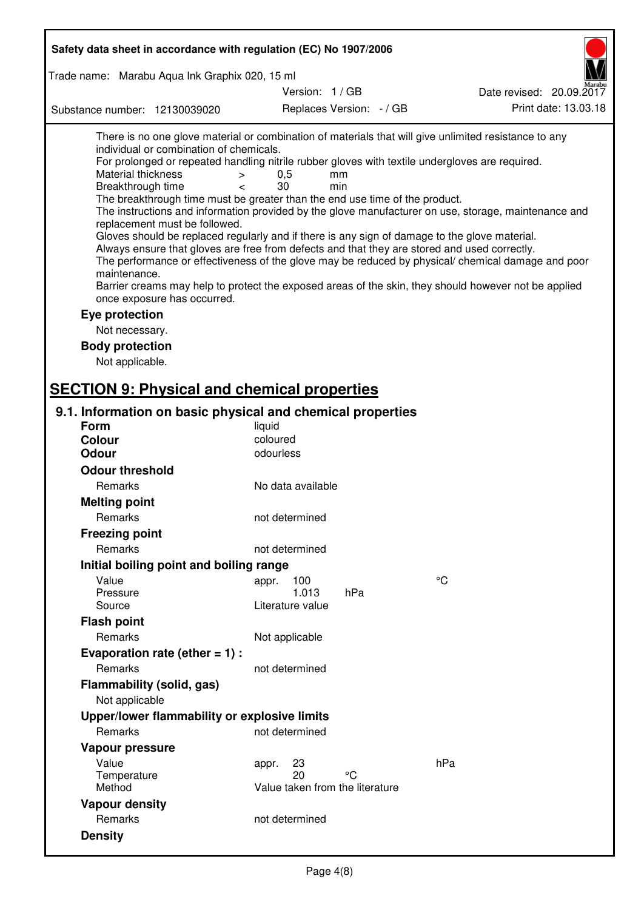There is no one glove material or combination of materials that will give unlimited resistance to any individual or combination of chemicals.

For prolonged or repeated handling nitrile rubber gloves with textile undergloves are required.

| | | | |
|---|---|---|---|
| Material thickness | > | 0,5 | mm |
| Breakthrough time | < | 30 | min |

The breakthrough time must be greater than the end use time of the product.

The instructions and information provided by the glove manufacturer on use, storage, maintenance and replacement must be followed.

Gloves should be replaced regularly and if there is any sign of damage to the glove material.

Always ensure that gloves are free from defects and that they are stored and used correctly.

The performance or effectiveness of the glove may be reduced by physical/ chemical damage and poor maintenance.

Barrier creams may help to protect the exposed areas of the skin, they should however not be applied once exposure has occurred.

**Eye protection**

Not necessary.

**Body protection**

Not applicable.

# SECTION 9: Physical and chemical properties

## 9.1. Information on basic physical and chemical properties

**Form** liquid

**Colour** coloured

**Odour** odourless

**Odour threshold**

Remarks: No data available

**Melting point**

Remarks: not determined

**Freezing point**

Remarks: not determined

**Initial boiling point and boiling range**

| | | |
|---|---|---|
| Value | appr. 100 | °C |
| Pressure | 1.013 hPa | |
| Source | Literature value | |

**Flash point**

Remarks: Not applicable

**Evaporation rate (ether = 1) :**

Remarks: not determined

**Flammability (solid, gas)**

Not applicable

**Upper/lower flammability or explosive limits**

Remarks: not determined

**Vapour pressure**

| | | |
|---|---|---|
| Value | appr. 23 | hPa |
| Temperature | 20 °C | |
| Method | Value taken from the literature | |

**Vapour density**

Remarks: not determined

**Density**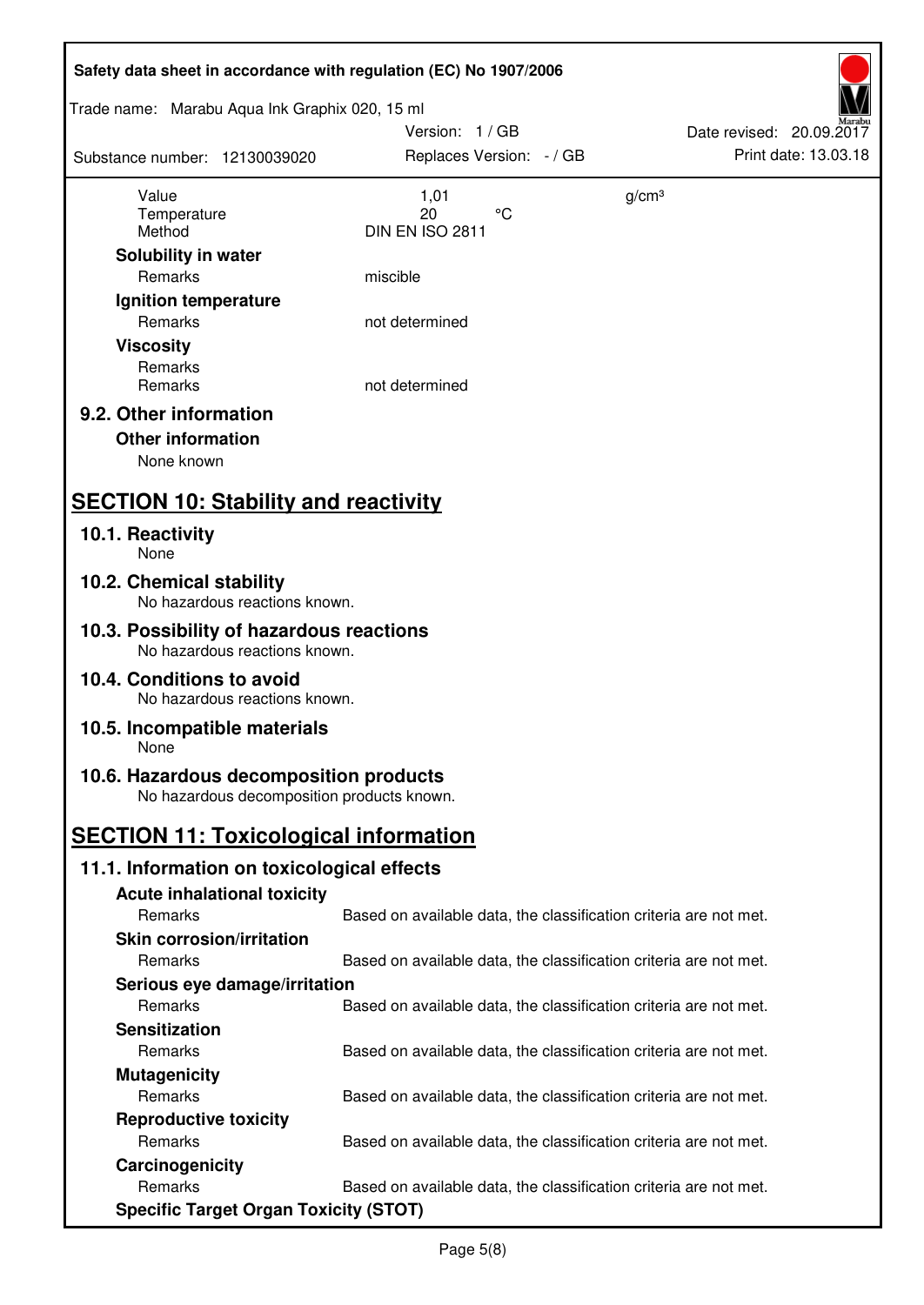| | | |
|---|---|---|
| Value | 1,01 | g/cm³ |
| Temperature | 20 °C | |
| Method | DIN EN ISO 2811 | |

**Solubility in water**

| | |
|---|---|
| Remarks | miscible |

**Ignition temperature**

| | |
|---|---|
| Remarks | not determined |

**Viscosity**

| | |
|---|---|
| Remarks | |
| Remarks | not determined |

### 9.2. Other information

**Other information**

None known

## SECTION 10: Stability and reactivity

### 10.1. Reactivity

None

### 10.2. Chemical stability

No hazardous reactions known.

### 10.3. Possibility of hazardous reactions

No hazardous reactions known.

### 10.4. Conditions to avoid

No hazardous reactions known.

### 10.5. Incompatible materials

None

### 10.6. Hazardous decomposition products

No hazardous decomposition products known.

## SECTION 11: Toxicological information

### 11.1. Information on toxicological effects

**Acute inhalational toxicity**

| | |
|---|---|
| Remarks | Based on available data, the classification criteria are not met. |

**Skin corrosion/irritation**

| | |
|---|---|
| Remarks | Based on available data, the classification criteria are not met. |

**Serious eye damage/irritation**

| | |
|---|---|
| Remarks | Based on available data, the classification criteria are not met. |

**Sensitization**

| | |
|---|---|
| Remarks | Based on available data, the classification criteria are not met. |

**Mutagenicity**

| | |
|---|---|
| Remarks | Based on available data, the classification criteria are not met. |

**Reproductive toxicity**

| | |
|---|---|
| Remarks | Based on available data, the classification criteria are not met. |

**Carcinogenicity**

| | |
|---|---|
| Remarks | Based on available data, the classification criteria are not met. |

**Specific Target Organ Toxicity (STOT)**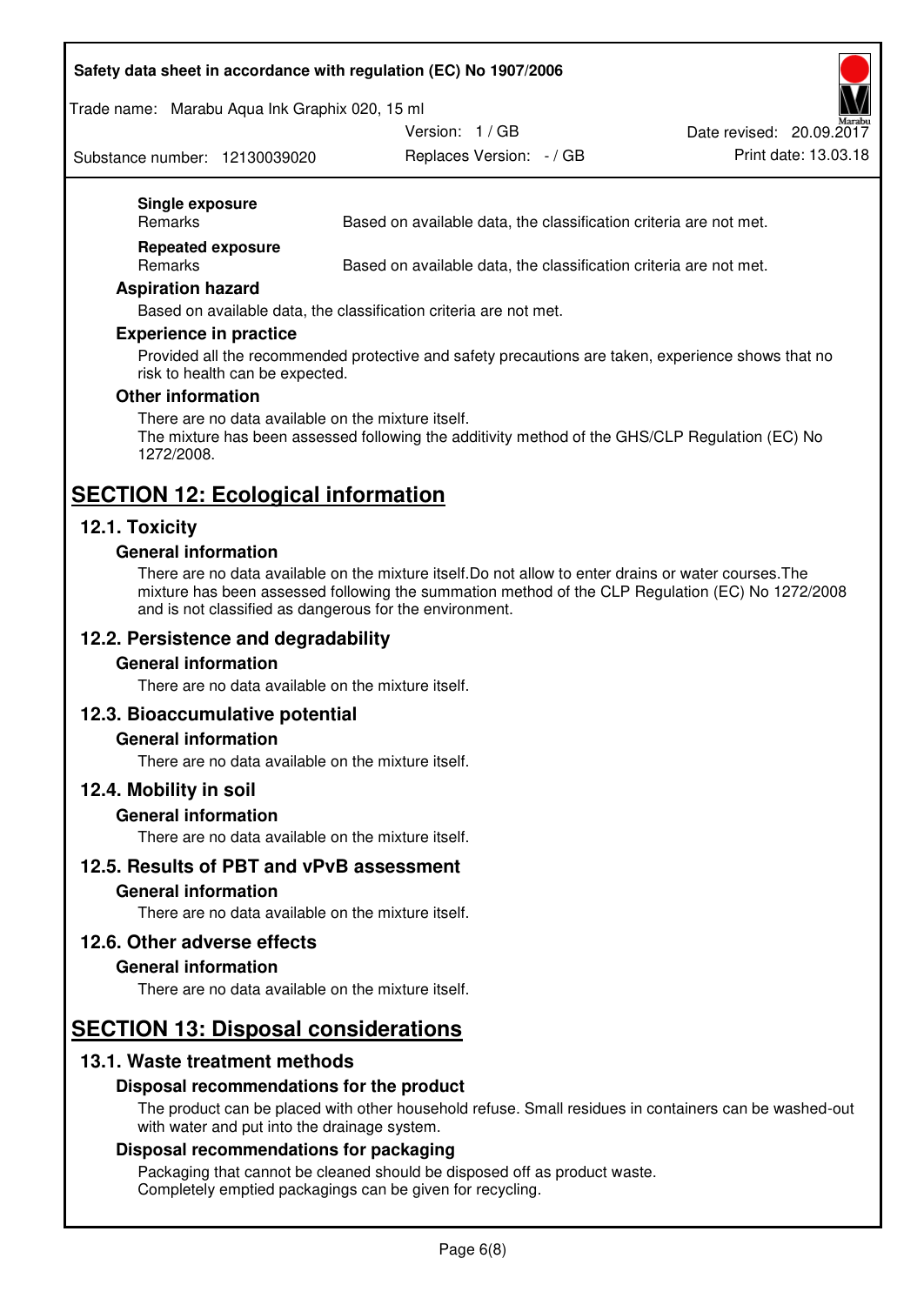**Single exposure**

| | |
|---|---|
| Remarks | Based on available data, the classification criteria are not met. |

**Repeated exposure**

| | |
|---|---|
| Remarks | Based on available data, the classification criteria are not met. |

### Aspiration hazard

Based on available data, the classification criteria are not met.

### Experience in practice

Provided all the recommended protective and safety precautions are taken, experience shows that no risk to health can be expected.

### Other information

There are no data available on the mixture itself.
The mixture has been assessed following the additivity method of the GHS/CLP Regulation (EC) No 1272/2008.

# SECTION 12: Ecological information

## 12.1. Toxicity

### General information

There are no data available on the mixture itself.Do not allow to enter drains or water courses.The mixture has been assessed following the summation method of the CLP Regulation (EC) No 1272/2008 and is not classified as dangerous for the environment.

## 12.2. Persistence and degradability

### General information

There are no data available on the mixture itself.

## 12.3. Bioaccumulative potential

### General information

There are no data available on the mixture itself.

## 12.4. Mobility in soil

### General information

There are no data available on the mixture itself.

## 12.5. Results of PBT and vPvB assessment

### General information

There are no data available on the mixture itself.

## 12.6. Other adverse effects

### General information

There are no data available on the mixture itself.

# SECTION 13: Disposal considerations

## 13.1. Waste treatment methods

### Disposal recommendations for the product

The product can be placed with other household refuse. Small residues in containers can be washed-out with water and put into the drainage system.

### Disposal recommendations for packaging

Packaging that cannot be cleaned should be disposed off as product waste.
Completely emptied packagings can be given for recycling.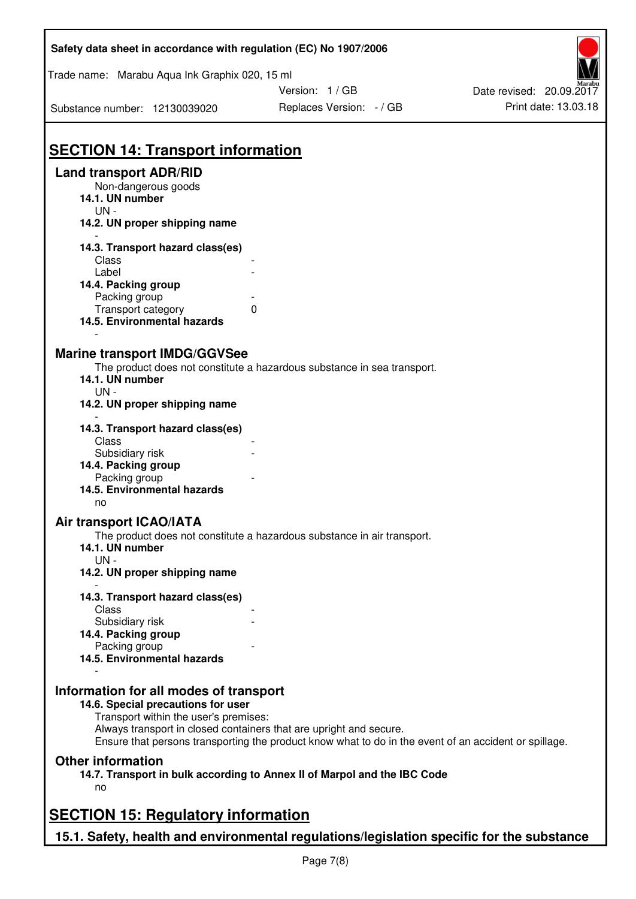## SECTION 14: Transport information

### Land transport ADR/RID

Non-dangerous goods

**14.1. UN number**

UN -

**14.2. UN proper shipping name**

-

**14.3. Transport hazard class(es)**

| | |
|---|---|
| Class | - |
| Label | - |

**14.4. Packing group**

| | |
|---|---|
| Packing group | - |
| Transport category | 0 |

**14.5. Environmental hazards**

-

### Marine transport IMDG/GGVSee

The product does not constitute a hazardous substance in sea transport.

**14.1. UN number**

UN -

**14.2. UN proper shipping name**

-

**14.3. Transport hazard class(es)**

| | |
|---|---|
| Class | - |
| Subsidiary risk | - |

**14.4. Packing group**

| | |
|---|---|
| Packing group | - |

**14.5. Environmental hazards**

no

### Air transport ICAO/IATA

The product does not constitute a hazardous substance in air transport.

**14.1. UN number**

UN -

**14.2. UN proper shipping name**

-

**14.3. Transport hazard class(es)**

| | |
|---|---|
| Class | - |
| Subsidiary risk | - |

**14.4. Packing group**

| | |
|---|---|
| Packing group | - |

**14.5. Environmental hazards**

-

### Information for all modes of transport

**14.6. Special precautions for user**

Transport within the user's premises:
Always transport in closed containers that are upright and secure.
Ensure that persons transporting the product know what to do in the event of an accident or spillage.

### Other information

**14.7. Transport in bulk according to Annex II of Marpol and the IBC Code**

no

## SECTION 15: Regulatory information

### 15.1. Safety, health and environmental regulations/legislation specific for the substance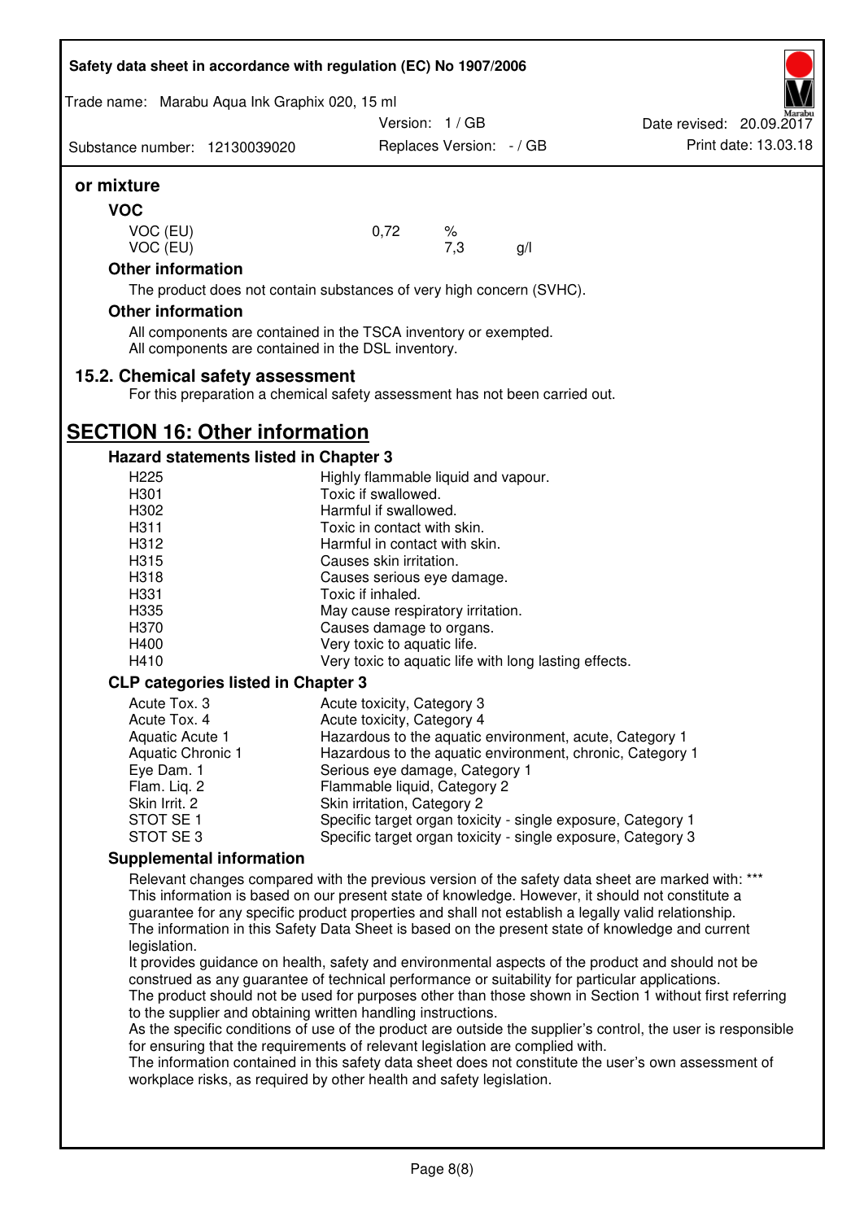### or mixture

#### VOC

| | | |
|---|---|---|
| VOC (EU) | 0,72 | % |
| VOC (EU) | 7,3 | g/l |

#### Other information

The product does not contain substances of very high concern (SVHC).

#### Other information

All components are contained in the TSCA inventory or exempted.
All components are contained in the DSL inventory.

### 15.2. Chemical safety assessment

For this preparation a chemical safety assessment has not been carried out.

## SECTION 16: Other information

### Hazard statements listed in Chapter 3

| | |
|---|---|
| H225 | Highly flammable liquid and vapour. |
| H301 | Toxic if swallowed. |
| H302 | Harmful if swallowed. |
| H311 | Toxic in contact with skin. |
| H312 | Harmful in contact with skin. |
| H315 | Causes skin irritation. |
| H318 | Causes serious eye damage. |
| H331 | Toxic if inhaled. |
| H335 | May cause respiratory irritation. |
| H370 | Causes damage to organs. |
| H400 | Very toxic to aquatic life. |
| H410 | Very toxic to aquatic life with long lasting effects. |

### CLP categories listed in Chapter 3

| | |
|---|---|
| Acute Tox. 3 | Acute toxicity, Category 3 |
| Acute Tox. 4 | Acute toxicity, Category 4 |
| Aquatic Acute 1 | Hazardous to the aquatic environment, acute, Category 1 |
| Aquatic Chronic 1 | Hazardous to the aquatic environment, chronic, Category 1 |
| Eye Dam. 1 | Serious eye damage, Category 1 |
| Flam. Liq. 2 | Flammable liquid, Category 2 |
| Skin Irrit. 2 | Skin irritation, Category 2 |
| STOT SE 1 | Specific target organ toxicity - single exposure, Category 1 |
| STOT SE 3 | Specific target organ toxicity - single exposure, Category 3 |

### Supplemental information

Relevant changes compared with the previous version of the safety data sheet are marked with: ***
This information is based on our present state of knowledge. However, it should not constitute a guarantee for any specific product properties and shall not establish a legally valid relationship.
The information in this Safety Data Sheet is based on the present state of knowledge and current legislation.
It provides guidance on health, safety and environmental aspects of the product and should not be construed as any guarantee of technical performance or suitability for particular applications.
The product should not be used for purposes other than those shown in Section 1 without first referring to the supplier and obtaining written handling instructions.
As the specific conditions of use of the product are outside the supplier's control, the user is responsible for ensuring that the requirements of relevant legislation are complied with.
The information contained in this safety data sheet does not constitute the user's own assessment of workplace risks, as required by other health and safety legislation.